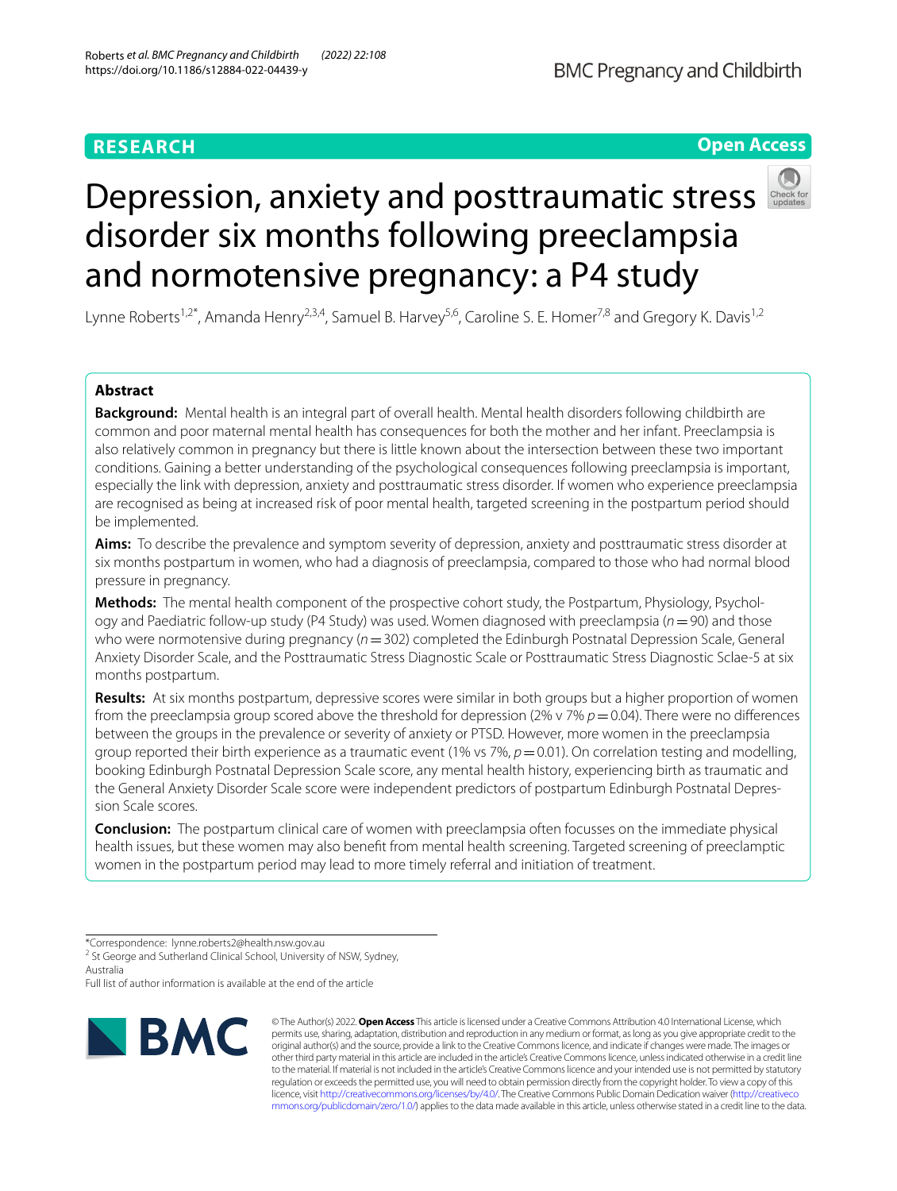RESEARCH

Open Access

# Depression, anxiety and posttraumatic stress disorder six months following preeclampsia and normotensive pregnancy: a P4 study

Lynne Roberts[1,2*], Amanda Henry[2,3,4], Samuel B. Harvey[5,6], Caroline S. E. Homer[7,8] and Gregory K. Davis[1,2]

## Abstract

**Background:** Mental health is an integral part of overall health. Mental health disorders following childbirth are common and poor maternal mental health has consequences for both the mother and her infant. Preeclampsia is also relatively common in pregnancy but there is little known about the intersection between these two important conditions. Gaining a better understanding of the psychological consequences following preeclampsia is important, especially the link with depression, anxiety and posttraumatic stress disorder. If women who experience preeclampsia are recognised as being at increased risk of poor mental health, targeted screening in the postpartum period should be implemented.

**Aims:** To describe the prevalence and symptom severity of depression, anxiety and posttraumatic stress disorder at six months postpartum in women, who had a diagnosis of preeclampsia, compared to those who had normal blood pressure in pregnancy.

**Methods:** The mental health component of the prospective cohort study, the Postpartum, Physiology, Psychology and Paediatric follow-up study (P4 Study) was used. Women diagnosed with preeclampsia ($n = 90$) and those who were normotensive during pregnancy ($n = 302$) completed the Edinburgh Postnatal Depression Scale, General Anxiety Disorder Scale, and the Posttraumatic Stress Diagnostic Scale or Posttraumatic Stress Diagnostic Sclae-5 at six months postpartum.

**Results:** At six months postpartum, depressive scores were similar in both groups but a higher proportion of women from the preeclampsia group scored above the threshold for depression (2% v 7% $p = 0.04$). There were no differences between the groups in the prevalence or severity of anxiety or PTSD. However, more women in the preeclampsia group reported their birth experience as a traumatic event (1% vs 7%, $p = 0.01$). On correlation testing and modelling, booking Edinburgh Postnatal Depression Scale score, any mental health history, experiencing birth as traumatic and the General Anxiety Disorder Scale score were independent predictors of postpartum Edinburgh Postnatal Depression Scale scores.

**Conclusion:** The postpartum clinical care of women with preeclampsia often focusses on the immediate physical health issues, but these women may also benefit from mental health screening. Targeted screening of preeclamptic women in the postpartum period may lead to more timely referral and initiation of treatment.

*Correspondence: lynne.roberts2@health.nsw.gov.au
[2] St George and Sutherland Clinical School, University of NSW, Sydney, Australia
Full list of author information is available at the end of the article

© The Author(s) 2022. **Open Access** This article is licensed under a Creative Commons Attribution 4.0 International License, which permits use, sharing, adaptation, distribution and reproduction in any medium or format, as long as you give appropriate credit to the original author(s) and the source, provide a link to the Creative Commons licence, and indicate if changes were made. The images or other third party material in this article are included in the article's Creative Commons licence, unless indicated otherwise in a credit line to the material. If material is not included in the article's Creative Commons licence and your intended use is not permitted by statutory regulation or exceeds the permitted use, you will need to obtain permission directly from the copyright holder. To view a copy of this licence, visit http://creativecommons.org/licenses/by/4.0/. The Creative Commons Public Domain Dedication waiver (http://creativecommons.org/publicdomain/zero/1.0/) applies to the data made available in this article, unless otherwise stated in a credit line to the data.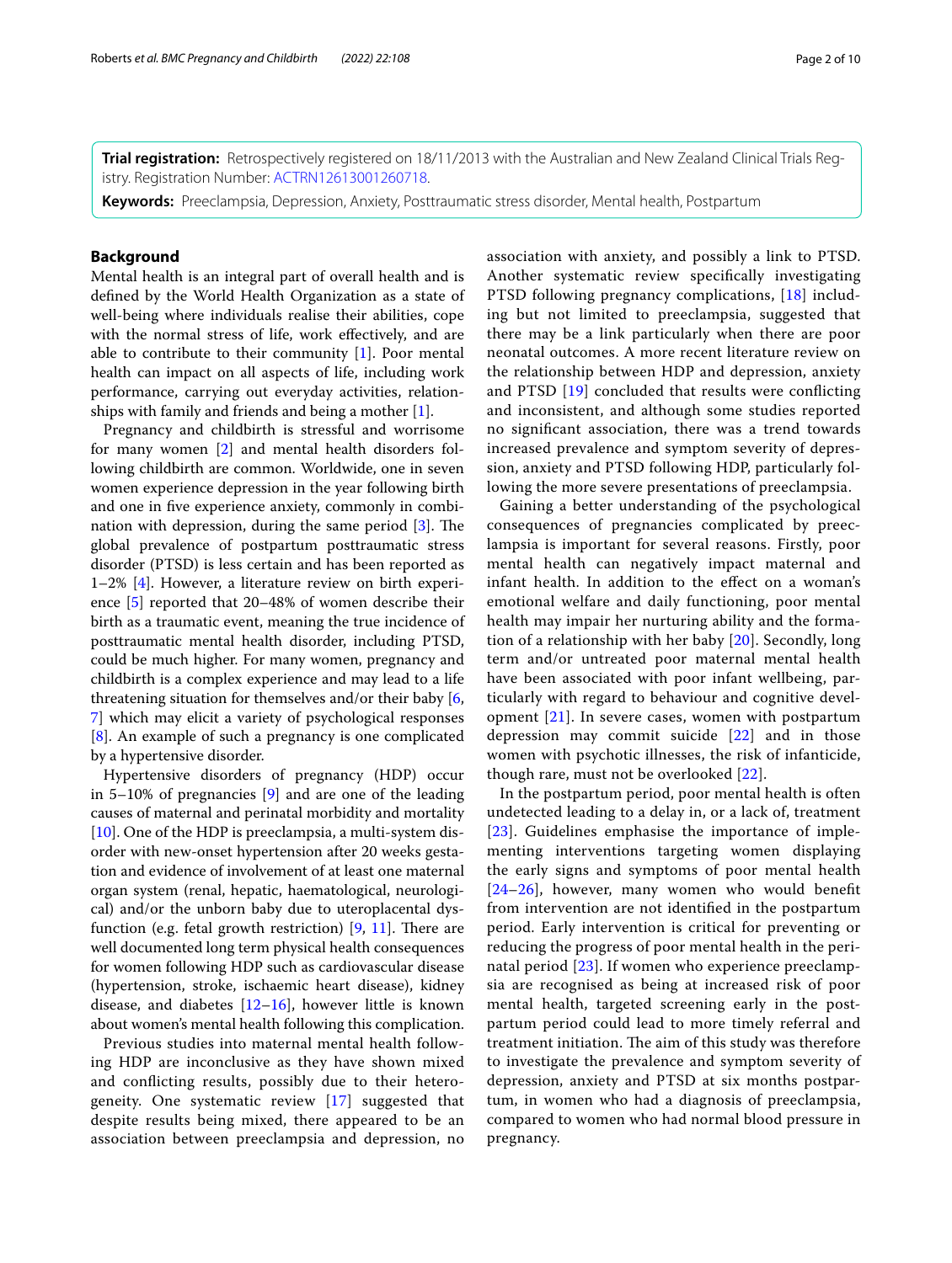**Trial registration:** Retrospectively registered on 18/11/2013 with the Australian and New Zealand Clinical Trials Registry. Registration Number: ACTRN12613001260718.

**Keywords:** Preeclampsia, Depression, Anxiety, Posttraumatic stress disorder, Mental health, Postpartum

## Background

Mental health is an integral part of overall health and is defined by the World Health Organization as a state of well-being where individuals realise their abilities, cope with the normal stress of life, work effectively, and are able to contribute to their community [1]. Poor mental health can impact on all aspects of life, including work performance, carrying out everyday activities, relationships with family and friends and being a mother [1].

Pregnancy and childbirth is stressful and worrisome for many women [2] and mental health disorders following childbirth are common. Worldwide, one in seven women experience depression in the year following birth and one in five experience anxiety, commonly in combination with depression, during the same period [3]. The global prevalence of postpartum posttraumatic stress disorder (PTSD) is less certain and has been reported as 1–2% [4]. However, a literature review on birth experience [5] reported that 20–48% of women describe their birth as a traumatic event, meaning the true incidence of posttraumatic mental health disorder, including PTSD, could be much higher. For many women, pregnancy and childbirth is a complex experience and may lead to a life threatening situation for themselves and/or their baby [6, 7] which may elicit a variety of psychological responses [8]. An example of such a pregnancy is one complicated by a hypertensive disorder.

Hypertensive disorders of pregnancy (HDP) occur in 5–10% of pregnancies [9] and are one of the leading causes of maternal and perinatal morbidity and mortality [10]. One of the HDP is preeclampsia, a multi-system disorder with new-onset hypertension after 20 weeks gestation and evidence of involvement of at least one maternal organ system (renal, hepatic, haematological, neurological) and/or the unborn baby due to uteroplacental dysfunction (e.g. fetal growth restriction) [9, 11]. There are well documented long term physical health consequences for women following HDP such as cardiovascular disease (hypertension, stroke, ischaemic heart disease), kidney disease, and diabetes [12–16], however little is known about women's mental health following this complication.

Previous studies into maternal mental health following HDP are inconclusive as they have shown mixed and conflicting results, possibly due to their heterogeneity. One systematic review [17] suggested that despite results being mixed, there appeared to be an association between preeclampsia and depression, no association with anxiety, and possibly a link to PTSD. Another systematic review specifically investigating PTSD following pregnancy complications, [18] including but not limited to preeclampsia, suggested that there may be a link particularly when there are poor neonatal outcomes. A more recent literature review on the relationship between HDP and depression, anxiety and PTSD [19] concluded that results were conflicting and inconsistent, and although some studies reported no significant association, there was a trend towards increased prevalence and symptom severity of depression, anxiety and PTSD following HDP, particularly following the more severe presentations of preeclampsia.

Gaining a better understanding of the psychological consequences of pregnancies complicated by preeclampsia is important for several reasons. Firstly, poor mental health can negatively impact maternal and infant health. In addition to the effect on a woman's emotional welfare and daily functioning, poor mental health may impair her nurturing ability and the formation of a relationship with her baby [20]. Secondly, long term and/or untreated poor maternal mental health have been associated with poor infant wellbeing, particularly with regard to behaviour and cognitive development [21]. In severe cases, women with postpartum depression may commit suicide [22] and in those women with psychotic illnesses, the risk of infanticide, though rare, must not be overlooked [22].

In the postpartum period, poor mental health is often undetected leading to a delay in, or a lack of, treatment [23]. Guidelines emphasise the importance of implementing interventions targeting women displaying the early signs and symptoms of poor mental health [24–26], however, many women who would benefit from intervention are not identified in the postpartum period. Early intervention is critical for preventing or reducing the progress of poor mental health in the perinatal period [23]. If women who experience preeclampsia are recognised as being at increased risk of poor mental health, targeted screening early in the postpartum period could lead to more timely referral and treatment initiation. The aim of this study was therefore to investigate the prevalence and symptom severity of depression, anxiety and PTSD at six months postpartum, in women who had a diagnosis of preeclampsia, compared to women who had normal blood pressure in pregnancy.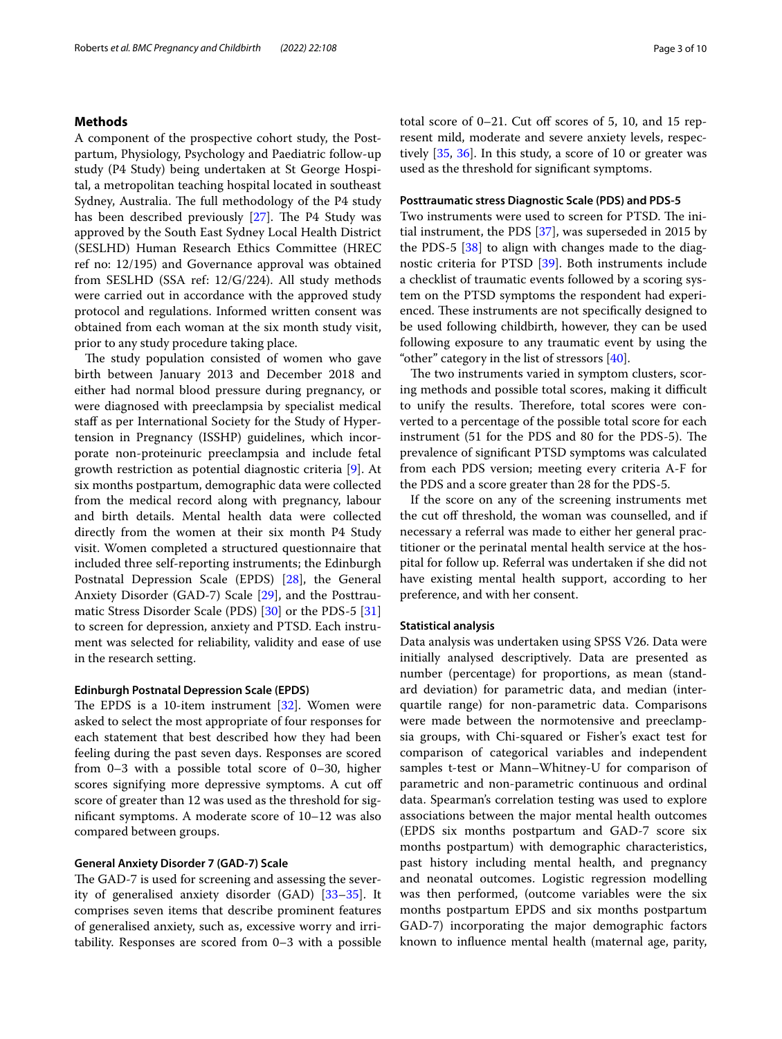## Methods

A component of the prospective cohort study, the Postpartum, Physiology, Psychology and Paediatric follow-up study (P4 Study) being undertaken at St George Hospital, a metropolitan teaching hospital located in southeast Sydney, Australia. The full methodology of the P4 study has been described previously [27]. The P4 Study was approved by the South East Sydney Local Health District (SESLHD) Human Research Ethics Committee (HREC ref no: 12/195) and Governance approval was obtained from SESLHD (SSA ref: 12/G/224). All study methods were carried out in accordance with the approved study protocol and regulations. Informed written consent was obtained from each woman at the six month study visit, prior to any study procedure taking place.

The study population consisted of women who gave birth between January 2013 and December 2018 and either had normal blood pressure during pregnancy, or were diagnosed with preeclampsia by specialist medical staff as per International Society for the Study of Hypertension in Pregnancy (ISSHP) guidelines, which incorporate non-proteinuric preeclampsia and include fetal growth restriction as potential diagnostic criteria [9]. At six months postpartum, demographic data were collected from the medical record along with pregnancy, labour and birth details. Mental health data were collected directly from the women at their six month P4 Study visit. Women completed a structured questionnaire that included three self-reporting instruments; the Edinburgh Postnatal Depression Scale (EPDS) [28], the General Anxiety Disorder (GAD-7) Scale [29], and the Posttraumatic Stress Disorder Scale (PDS) [30] or the PDS-5 [31] to screen for depression, anxiety and PTSD. Each instrument was selected for reliability, validity and ease of use in the research setting.

### Edinburgh Postnatal Depression Scale (EPDS)

The EPDS is a 10-item instrument [32]. Women were asked to select the most appropriate of four responses for each statement that best described how they had been feeling during the past seven days. Responses are scored from 0–3 with a possible total score of 0–30, higher scores signifying more depressive symptoms. A cut off score of greater than 12 was used as the threshold for significant symptoms. A moderate score of 10–12 was also compared between groups.

### General Anxiety Disorder 7 (GAD-7) Scale

The GAD-7 is used for screening and assessing the severity of generalised anxiety disorder (GAD) [33–35]. It comprises seven items that describe prominent features of generalised anxiety, such as, excessive worry and irritability. Responses are scored from 0–3 with a possible total score of 0–21. Cut off scores of 5, 10, and 15 represent mild, moderate and severe anxiety levels, respectively [35, 36]. In this study, a score of 10 or greater was used as the threshold for significant symptoms.

### Posttraumatic stress Diagnostic Scale (PDS) and PDS-5

Two instruments were used to screen for PTSD. The initial instrument, the PDS [37], was superseded in 2015 by the PDS-5 [38] to align with changes made to the diagnostic criteria for PTSD [39]. Both instruments include a checklist of traumatic events followed by a scoring system on the PTSD symptoms the respondent had experienced. These instruments are not specifically designed to be used following childbirth, however, they can be used following exposure to any traumatic event by using the "other" category in the list of stressors [40].

The two instruments varied in symptom clusters, scoring methods and possible total scores, making it difficult to unify the results. Therefore, total scores were converted to a percentage of the possible total score for each instrument (51 for the PDS and 80 for the PDS-5). The prevalence of significant PTSD symptoms was calculated from each PDS version; meeting every criteria A-F for the PDS and a score greater than 28 for the PDS-5.

If the score on any of the screening instruments met the cut off threshold, the woman was counselled, and if necessary a referral was made to either her general practitioner or the perinatal mental health service at the hospital for follow up. Referral was undertaken if she did not have existing mental health support, according to her preference, and with her consent.

### Statistical analysis

Data analysis was undertaken using SPSS V26. Data were initially analysed descriptively. Data are presented as number (percentage) for proportions, as mean (standard deviation) for parametric data, and median (interquartile range) for non-parametric data. Comparisons were made between the normotensive and preeclampsia groups, with Chi-squared or Fisher's exact test for comparison of categorical variables and independent samples t-test or Mann–Whitney-U for comparison of parametric and non-parametric continuous and ordinal data. Spearman's correlation testing was used to explore associations between the major mental health outcomes (EPDS six months postpartum and GAD-7 score six months postpartum) with demographic characteristics, past history including mental health, and pregnancy and neonatal outcomes. Logistic regression modelling was then performed, (outcome variables were the six months postpartum EPDS and six months postpartum GAD-7) incorporating the major demographic factors known to influence mental health (maternal age, parity,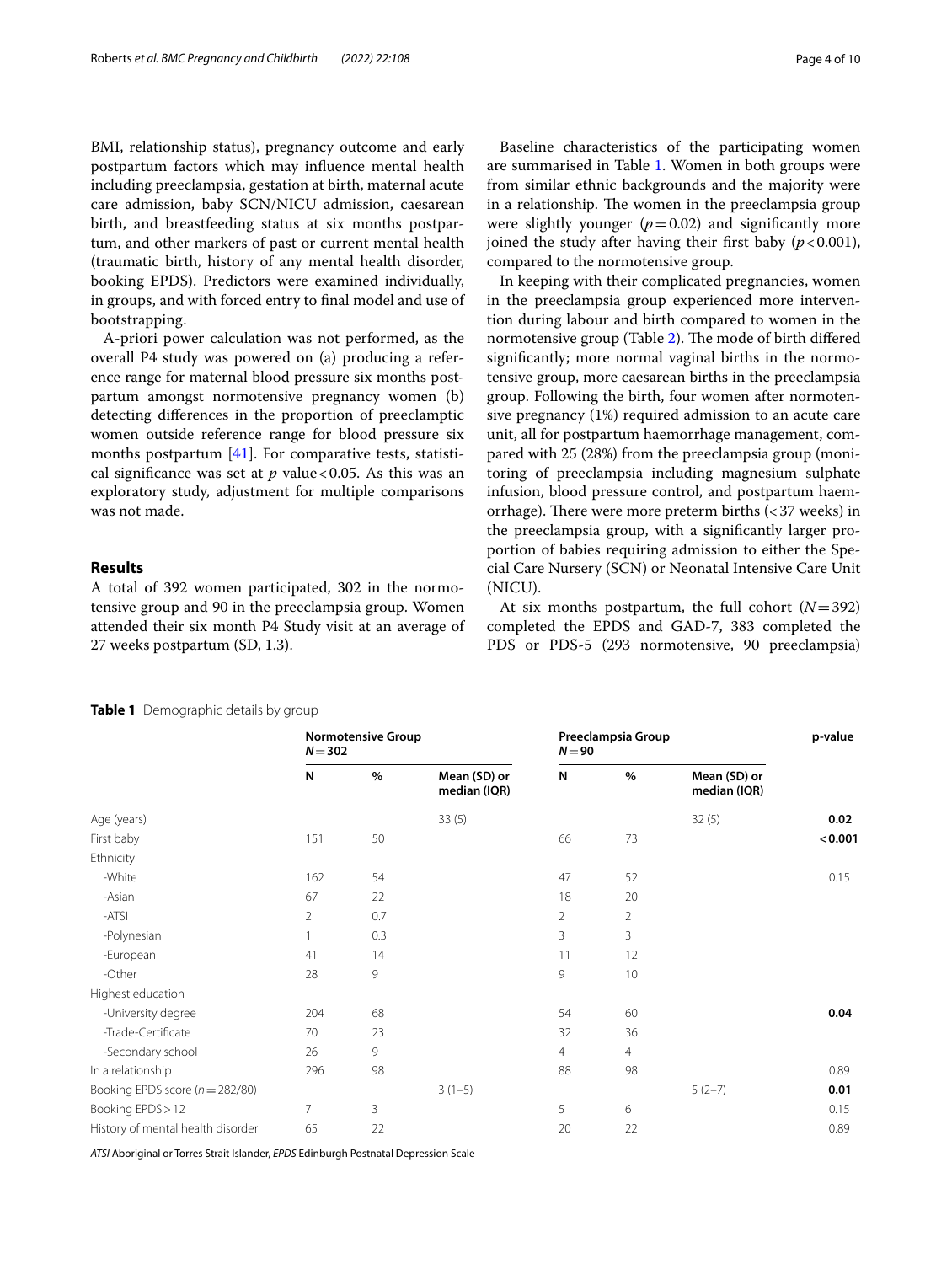BMI, relationship status), pregnancy outcome and early postpartum factors which may influence mental health including preeclampsia, gestation at birth, maternal acute care admission, baby SCN/NICU admission, caesarean birth, and breastfeeding status at six months postpartum, and other markers of past or current mental health (traumatic birth, history of any mental health disorder, booking EPDS). Predictors were examined individually, in groups, and with forced entry to final model and use of bootstrapping.

A-priori power calculation was not performed, as the overall P4 study was powered on (a) producing a reference range for maternal blood pressure six months postpartum amongst normotensive pregnancy women (b) detecting differences in the proportion of preeclamptic women outside reference range for blood pressure six months postpartum [41]. For comparative tests, statistical significance was set at $p$ value < 0.05. As this was an exploratory study, adjustment for multiple comparisons was not made.

## Results

A total of 392 women participated, 302 in the normotensive group and 90 in the preeclampsia group. Women attended their six month P4 Study visit at an average of 27 weeks postpartum (SD, 1.3).

Baseline characteristics of the participating women are summarised in Table 1. Women in both groups were from similar ethnic backgrounds and the majority were in a relationship. The women in the preeclampsia group were slightly younger ($p = 0.02$) and significantly more joined the study after having their first baby ($p < 0.001$), compared to the normotensive group.

In keeping with their complicated pregnancies, women in the preeclampsia group experienced more intervention during labour and birth compared to women in the normotensive group (Table 2). The mode of birth differed significantly; more normal vaginal births in the normotensive group, more caesarean births in the preeclampsia group. Following the birth, four women after normotensive pregnancy (1%) required admission to an acute care unit, all for postpartum haemorrhage management, compared with 25 (28%) from the preeclampsia group (monitoring of preeclampsia including magnesium sulphate infusion, blood pressure control, and postpartum haemorrhage). There were more preterm births (< 37 weeks) in the preeclampsia group, with a significantly larger proportion of babies requiring admission to either the Special Care Nursery (SCN) or Neonatal Intensive Care Unit (NICU).

At six months postpartum, the full cohort ($N = 392$) completed the EPDS and GAD-7, 383 completed the PDS or PDS-5 (293 normotensive, 90 preeclampsia)

**Table 1** Demographic details by group

| | Normotensive Group $N = 302$ | | | Preeclampsia Group $N = 90$ | | | p-value |
|---|---|---|---|---|---|---|---|
| | N | % | Mean (SD) or median (IQR) | N | % | Mean (SD) or median (IQR) | |
| Age (years) | | | 33 (5) | | | 32 (5) | **0.02** |
| First baby | 151 | 50 | | 66 | 73 | | **< 0.001** |
| Ethnicity | | | | | | | |
| -White | 162 | 54 | | 47 | 52 | | 0.15 |
| -Asian | 67 | 22 | | 18 | 20 | | |
| -ATSI | 2 | 0.7 | | 2 | 2 | | |
| -Polynesian | 1 | 0.3 | | 3 | 3 | | |
| -European | 41 | 14 | | 11 | 12 | | |
| -Other | 28 | 9 | | 9 | 10 | | |
| Highest education | | | | | | | |
| -University degree | 204 | 68 | | 54 | 60 | | **0.04** |
| -Trade-Certificate | 70 | 23 | | 32 | 36 | | |
| -Secondary school | 26 | 9 | | 4 | 4 | | |
| In a relationship | 296 | 98 | | 88 | 98 | | 0.89 |
| Booking EPDS score ($n = 282/80$) | | | 3 (1–5) | | | 5 (2–7) | **0.01** |
| Booking EPDS > 12 | 7 | 3 | | 5 | 6 | | 0.15 |
| History of mental health disorder | 65 | 22 | | 20 | 22 | | 0.89 |

*ATSI* Aboriginal or Torres Strait Islander, *EPDS* Edinburgh Postnatal Depression Scale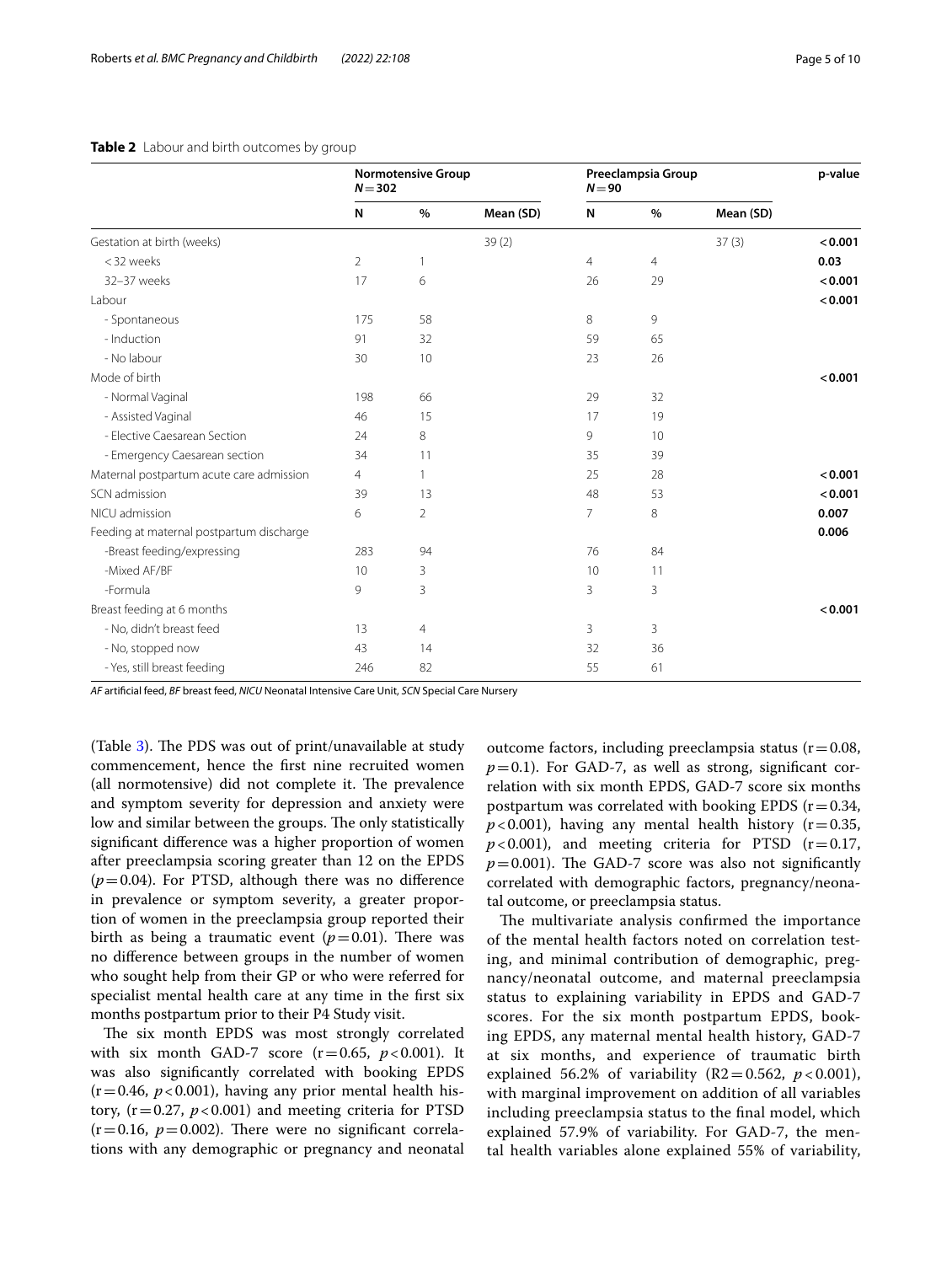**Table 2** Labour and birth outcomes by group

| | Normotensive Group $N=302$ | | | Preeclampsia Group $N=90$ | | | p-value |
|---|---|---|---|---|---|---|---|
| | N | % | Mean (SD) | N | % | Mean (SD) | |
| Gestation at birth (weeks) | | | 39 (2) | | | 37 (3) | **< 0.001** |
| < 32 weeks | 2 | 1 | | 4 | 4 | | **0.03** |
| 32–37 weeks | 17 | 6 | | 26 | 29 | | **< 0.001** |
| Labour | | | | | | | **< 0.001** |
| - Spontaneous | 175 | 58 | | 8 | 9 | | |
| - Induction | 91 | 32 | | 59 | 65 | | |
| - No labour | 30 | 10 | | 23 | 26 | | |
| Mode of birth | | | | | | | **< 0.001** |
| - Normal Vaginal | 198 | 66 | | 29 | 32 | | |
| - Assisted Vaginal | 46 | 15 | | 17 | 19 | | |
| - Elective Caesarean Section | 24 | 8 | | 9 | 10 | | |
| - Emergency Caesarean section | 34 | 11 | | 35 | 39 | | |
| Maternal postpartum acute care admission | 4 | 1 | | 25 | 28 | | **< 0.001** |
| SCN admission | 39 | 13 | | 48 | 53 | | **< 0.001** |
| NICU admission | 6 | 2 | | 7 | 8 | | **0.007** |
| Feeding at maternal postpartum discharge | | | | | | | **0.006** |
| -Breast feeding/expressing | 283 | 94 | | 76 | 84 | | |
| -Mixed AF/BF | 10 | 3 | | 10 | 11 | | |
| -Formula | 9 | 3 | | 3 | 3 | | |
| Breast feeding at 6 months | | | | | | | **< 0.001** |
| - No, didn't breast feed | 13 | 4 | | 3 | 3 | | |
| - No, stopped now | 43 | 14 | | 32 | 36 | | |
| - Yes, still breast feeding | 246 | 82 | | 55 | 61 | | |

*AF* artificial feed, *BF* breast feed, *NICU* Neonatal Intensive Care Unit, *SCN* Special Care Nursery

(Table 3). The PDS was out of print/unavailable at study commencement, hence the first nine recruited women (all normotensive) did not complete it. The prevalence and symptom severity for depression and anxiety were low and similar between the groups. The only statistically significant difference was a higher proportion of women after preeclampsia scoring greater than 12 on the EPDS ($p=0.04$). For PTSD, although there was no difference in prevalence or symptom severity, a greater proportion of women in the preeclampsia group reported their birth as being a traumatic event ($p=0.01$). There was no difference between groups in the number of women who sought help from their GP or who were referred for specialist mental health care at any time in the first six months postpartum prior to their P4 Study visit.

The six month EPDS was most strongly correlated with six month GAD-7 score ($r=0.65$, $p<0.001$). It was also significantly correlated with booking EPDS ($r=0.46$, $p<0.001$), having any prior mental health history, ($r=0.27$, $p<0.001$) and meeting criteria for PTSD ($r=0.16$, $p=0.002$). There were no significant correlations with any demographic or pregnancy and neonatal outcome factors, including preeclampsia status ($r=0.08$, $p=0.1$). For GAD-7, as well as strong, significant correlation with six month EPDS, GAD-7 score six months postpartum was correlated with booking EPDS ($r=0.34$, $p<0.001$), having any mental health history ($r=0.35$, $p<0.001$), and meeting criteria for PTSD ($r=0.17$, $p=0.001$). The GAD-7 score was also not significantly correlated with demographic factors, pregnancy/neonatal outcome, or preeclampsia status.

The multivariate analysis confirmed the importance of the mental health factors noted on correlation testing, and minimal contribution of demographic, pregnancy/neonatal outcome, and maternal preeclampsia status to explaining variability in EPDS and GAD-7 scores. For the six month postpartum EPDS, booking EPDS, any maternal mental health history, GAD-7 at six months, and experience of traumatic birth explained 56.2% of variability ($R2=0.562$, $p<0.001$), with marginal improvement on addition of all variables including preeclampsia status to the final model, which explained 57.9% of variability. For GAD-7, the mental health variables alone explained 55% of variability,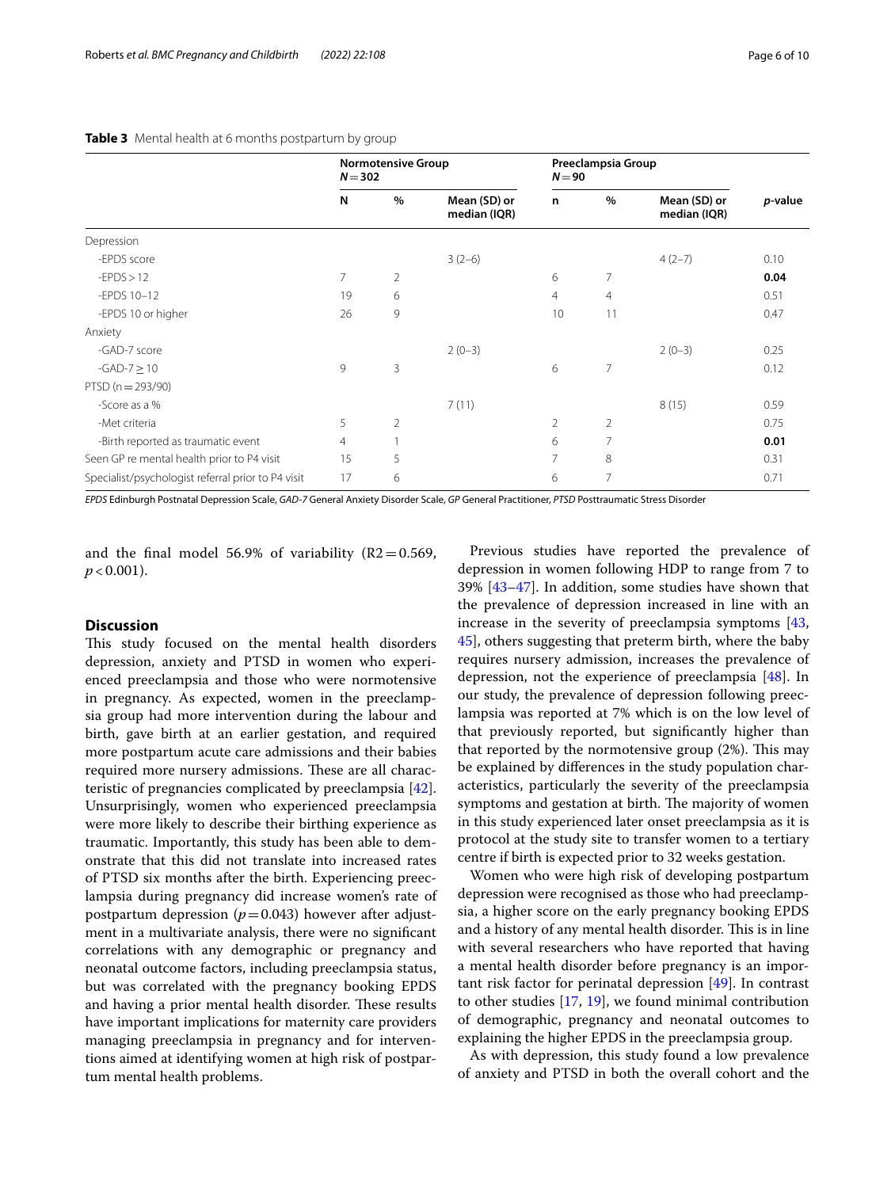**Table 3** Mental health at 6 months postpartum by group

| | Normotensive Group $N=302$ | | | Preeclampsia Group $N=90$ | | | |
|---|---|---|---|---|---|---|---|
| | N | % | Mean (SD) or median (IQR) | n | % | Mean (SD) or median (IQR) | *p*-value |
| Depression | | | | | | | |
| -EPDS score | | | 3 (2–6) | | | 4 (2–7) | 0.10 |
| -EPDS > 12 | 7 | 2 | | 6 | 7 | | **0.04** |
| -EPDS 10–12 | 19 | 6 | | 4 | 4 | | 0.51 |
| -EPDS 10 or higher | 26 | 9 | | 10 | 11 | | 0.47 |
| Anxiety | | | | | | | |
| -GAD-7 score | | | 2 (0–3) | | | 2 (0–3) | 0.25 |
| -GAD-7 ≥ 10 | 9 | 3 | | 6 | 7 | | 0.12 |
| PTSD (n = 293/90) | | | | | | | |
| -Score as a % | | | 7 (11) | | | 8 (15) | 0.59 |
| -Met criteria | 5 | 2 | | 2 | 2 | | 0.75 |
| -Birth reported as traumatic event | 4 | 1 | | 6 | 7 | | **0.01** |
| Seen GP re mental health prior to P4 visit | 15 | 5 | | 7 | 8 | | 0.31 |
| Specialist/psychologist referral prior to P4 visit | 17 | 6 | | 6 | 7 | | 0.71 |

*EPDS* Edinburgh Postnatal Depression Scale, *GAD-7* General Anxiety Disorder Scale, *GP* General Practitioner, *PTSD* Posttraumatic Stress Disorder

and the final model 56.9% of variability ($R2 = 0.569$, $p < 0.001$).

## Discussion

This study focused on the mental health disorders depression, anxiety and PTSD in women who experienced preeclampsia and those who were normotensive in pregnancy. As expected, women in the preeclampsia group had more intervention during the labour and birth, gave birth at an earlier gestation, and required more postpartum acute care admissions and their babies required more nursery admissions. These are all characteristic of pregnancies complicated by preeclampsia [42]. Unsurprisingly, women who experienced preeclampsia were more likely to describe their birthing experience as traumatic. Importantly, this study has been able to demonstrate that this did not translate into increased rates of PTSD six months after the birth. Experiencing preeclampsia during pregnancy did increase women's rate of postpartum depression ($p = 0.043$) however after adjustment in a multivariate analysis, there were no significant correlations with any demographic or pregnancy and neonatal outcome factors, including preeclampsia status, but was correlated with the pregnancy booking EPDS and having a prior mental health disorder. These results have important implications for maternity care providers managing preeclampsia in pregnancy and for interventions aimed at identifying women at high risk of postpartum mental health problems.

Previous studies have reported the prevalence of depression in women following HDP to range from 7 to 39% [43–47]. In addition, some studies have shown that the prevalence of depression increased in line with an increase in the severity of preeclampsia symptoms [43, 45], others suggesting that preterm birth, where the baby requires nursery admission, increases the prevalence of depression, not the experience of preeclampsia [48]. In our study, the prevalence of depression following preeclampsia was reported at 7% which is on the low level of that previously reported, but significantly higher than that reported by the normotensive group (2%). This may be explained by differences in the study population characteristics, particularly the severity of the preeclampsia symptoms and gestation at birth. The majority of women in this study experienced later onset preeclampsia as it is protocol at the study site to transfer women to a tertiary centre if birth is expected prior to 32 weeks gestation.

Women who were high risk of developing postpartum depression were recognised as those who had preeclampsia, a higher score on the early pregnancy booking EPDS and a history of any mental health disorder. This is in line with several researchers who have reported that having a mental health disorder before pregnancy is an important risk factor for perinatal depression [49]. In contrast to other studies [17, 19], we found minimal contribution of demographic, pregnancy and neonatal outcomes to explaining the higher EPDS in the preeclampsia group.

As with depression, this study found a low prevalence of anxiety and PTSD in both the overall cohort and the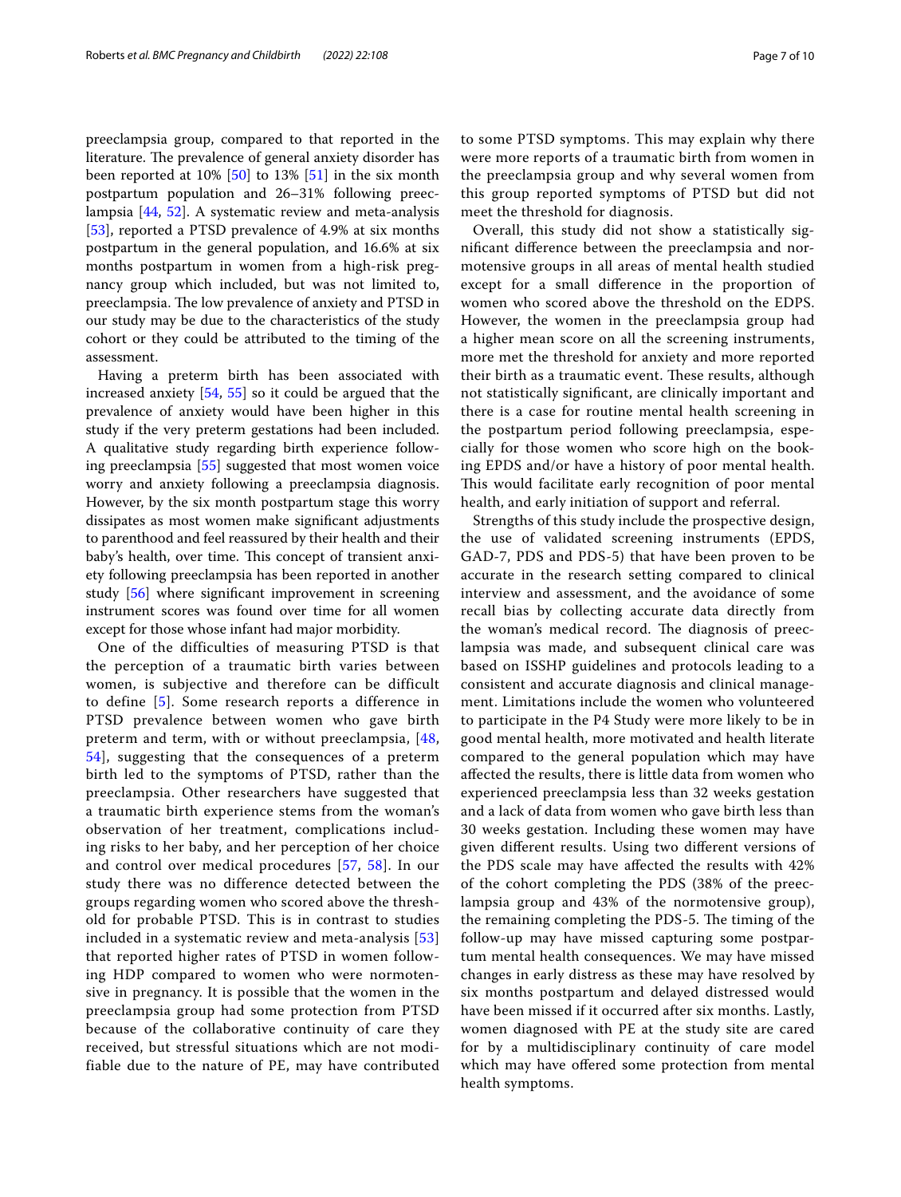preeclampsia group, compared to that reported in the literature. The prevalence of general anxiety disorder has been reported at 10% [50] to 13% [51] in the six month postpartum population and 26–31% following preeclampsia [44, 52]. A systematic review and meta-analysis [53], reported a PTSD prevalence of 4.9% at six months postpartum in the general population, and 16.6% at six months postpartum in women from a high-risk pregnancy group which included, but was not limited to, preeclampsia. The low prevalence of anxiety and PTSD in our study may be due to the characteristics of the study cohort or they could be attributed to the timing of the assessment.

Having a preterm birth has been associated with increased anxiety [54, 55] so it could be argued that the prevalence of anxiety would have been higher in this study if the very preterm gestations had been included. A qualitative study regarding birth experience following preeclampsia [55] suggested that most women voice worry and anxiety following a preeclampsia diagnosis. However, by the six month postpartum stage this worry dissipates as most women make significant adjustments to parenthood and feel reassured by their health and their baby's health, over time. This concept of transient anxiety following preeclampsia has been reported in another study [56] where significant improvement in screening instrument scores was found over time for all women except for those whose infant had major morbidity.

One of the difficulties of measuring PTSD is that the perception of a traumatic birth varies between women, is subjective and therefore can be difficult to define [5]. Some research reports a difference in PTSD prevalence between women who gave birth preterm and term, with or without preeclampsia, [48, 54], suggesting that the consequences of a preterm birth led to the symptoms of PTSD, rather than the preeclampsia. Other researchers have suggested that a traumatic birth experience stems from the woman's observation of her treatment, complications including risks to her baby, and her perception of her choice and control over medical procedures [57, 58]. In our study there was no difference detected between the groups regarding women who scored above the threshold for probable PTSD. This is in contrast to studies included in a systematic review and meta-analysis [53] that reported higher rates of PTSD in women following HDP compared to women who were normotensive in pregnancy. It is possible that the women in the preeclampsia group had some protection from PTSD because of the collaborative continuity of care they received, but stressful situations which are not modifiable due to the nature of PE, may have contributed to some PTSD symptoms. This may explain why there were more reports of a traumatic birth from women in the preeclampsia group and why several women from this group reported symptoms of PTSD but did not meet the threshold for diagnosis.

Overall, this study did not show a statistically significant difference between the preeclampsia and normotensive groups in all areas of mental health studied except for a small difference in the proportion of women who scored above the threshold on the EDPS. However, the women in the preeclampsia group had a higher mean score on all the screening instruments, more met the threshold for anxiety and more reported their birth as a traumatic event. These results, although not statistically significant, are clinically important and there is a case for routine mental health screening in the postpartum period following preeclampsia, especially for those women who score high on the booking EPDS and/or have a history of poor mental health. This would facilitate early recognition of poor mental health, and early initiation of support and referral.

Strengths of this study include the prospective design, the use of validated screening instruments (EPDS, GAD-7, PDS and PDS-5) that have been proven to be accurate in the research setting compared to clinical interview and assessment, and the avoidance of some recall bias by collecting accurate data directly from the woman's medical record. The diagnosis of preeclampsia was made, and subsequent clinical care was based on ISSHP guidelines and protocols leading to a consistent and accurate diagnosis and clinical management. Limitations include the women who volunteered to participate in the P4 Study were more likely to be in good mental health, more motivated and health literate compared to the general population which may have affected the results, there is little data from women who experienced preeclampsia less than 32 weeks gestation and a lack of data from women who gave birth less than 30 weeks gestation. Including these women may have given different results. Using two different versions of the PDS scale may have affected the results with 42% of the cohort completing the PDS (38% of the preeclampsia group and 43% of the normotensive group), the remaining completing the PDS-5. The timing of the follow-up may have missed capturing some postpartum mental health consequences. We may have missed changes in early distress as these may have resolved by six months postpartum and delayed distressed would have been missed if it occurred after six months. Lastly, women diagnosed with PE at the study site are cared for by a multidisciplinary continuity of care model which may have offered some protection from mental health symptoms.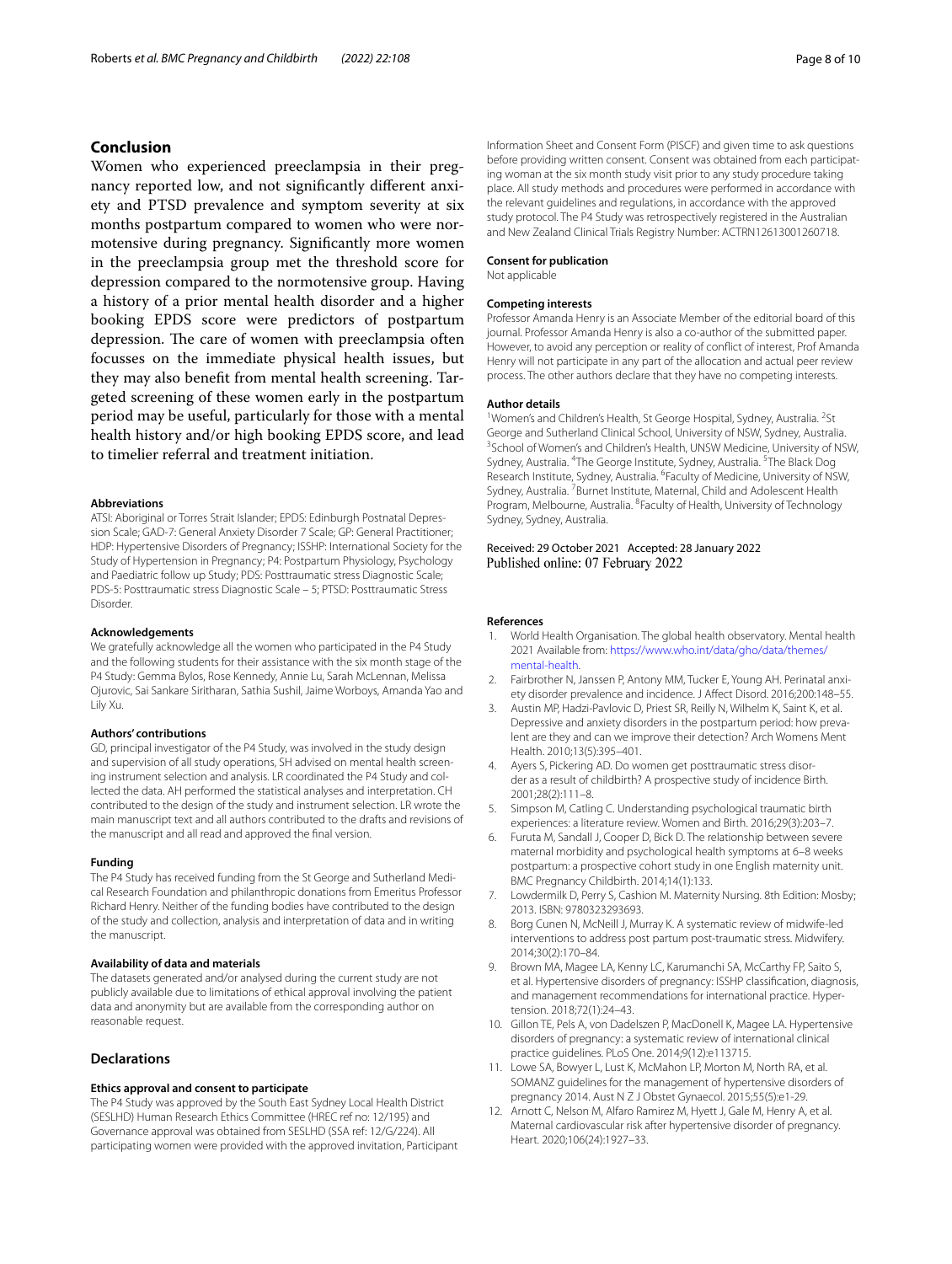## Conclusion

Women who experienced preeclampsia in their pregnancy reported low, and not significantly different anxiety and PTSD prevalence and symptom severity at six months postpartum compared to women who were normotensive during pregnancy. Significantly more women in the preeclampsia group met the threshold score for depression compared to the normotensive group. Having a history of a prior mental health disorder and a higher booking EPDS score were predictors of postpartum depression. The care of women with preeclampsia often focusses on the immediate physical health issues, but they may also benefit from mental health screening. Targeted screening of these women early in the postpartum period may be useful, particularly for those with a mental health history and/or high booking EPDS score, and lead to timelier referral and treatment initiation.

#### Abbreviations

ATSI: Aboriginal or Torres Strait Islander; EPDS: Edinburgh Postnatal Depression Scale; GAD-7: General Anxiety Disorder 7 Scale; GP: General Practitioner; HDP: Hypertensive Disorders of Pregnancy; ISSHP: International Society for the Study of Hypertension in Pregnancy; P4: Postpartum Physiology, Psychology and Paediatric follow up Study; PDS: Posttraumatic stress Diagnostic Scale; PDS-5: Posttraumatic stress Diagnostic Scale – 5; PTSD: Posttraumatic Stress Disorder.

#### Acknowledgements

We gratefully acknowledge all the women who participated in the P4 Study and the following students for their assistance with the six month stage of the P4 Study: Gemma Bylos, Rose Kennedy, Annie Lu, Sarah McLennan, Melissa Ojurovic, Sai Sankare Siritharan, Sathia Sushil, Jaime Worboys, Amanda Yao and Lily Xu.

#### Authors' contributions

GD, principal investigator of the P4 Study, was involved in the study design and supervision of all study operations, SH advised on mental health screening instrument selection and analysis. LR coordinated the P4 Study and collected the data. AH performed the statistical analyses and interpretation. CH contributed to the design of the study and instrument selection. LR wrote the main manuscript text and all authors contributed to the drafts and revisions of the manuscript and all read and approved the final version.

#### Funding

The P4 Study has received funding from the St George and Sutherland Medical Research Foundation and philanthropic donations from Emeritus Professor Richard Henry. Neither of the funding bodies have contributed to the design of the study and collection, analysis and interpretation of data and in writing the manuscript.

#### Availability of data and materials

The datasets generated and/or analysed during the current study are not publicly available due to limitations of ethical approval involving the patient data and anonymity but are available from the corresponding author on reasonable request.

## Declarations

#### Ethics approval and consent to participate

The P4 Study was approved by the South East Sydney Local Health District (SESLHD) Human Research Ethics Committee (HREC ref no: 12/195) and Governance approval was obtained from SESLHD (SSA ref: 12/G/224). All participating women were provided with the approved invitation, Participant Information Sheet and Consent Form (PISCF) and given time to ask questions before providing written consent. Consent was obtained from each participating woman at the six month study visit prior to any study procedure taking place. All study methods and procedures were performed in accordance with the relevant guidelines and regulations, in accordance with the approved study protocol. The P4 Study was retrospectively registered in the Australian and New Zealand Clinical Trials Registry Number: ACTRN12613001260718.

#### Consent for publication

Not applicable

#### Competing interests

Professor Amanda Henry is an Associate Member of the editorial board of this journal. Professor Amanda Henry is also a co-author of the submitted paper. However, to avoid any perception or reality of conflict of interest, Prof Amanda Henry will not participate in any part of the allocation and actual peer review process. The other authors declare that they have no competing interests.

#### Author details

[1]Women's and Children's Health, St George Hospital, Sydney, Australia. [2]St George and Sutherland Clinical School, University of NSW, Sydney, Australia. [3]School of Women's and Children's Health, UNSW Medicine, University of NSW, Sydney, Australia. [4]The George Institute, Sydney, Australia. [5]The Black Dog Research Institute, Sydney, Australia. [6]Faculty of Medicine, University of NSW, Sydney, Australia. [7]Burnet Institute, Maternal, Child and Adolescent Health Program, Melbourne, Australia. [8]Faculty of Health, University of Technology Sydney, Sydney, Australia.

Received: 29 October 2021 Accepted: 28 January 2022
Published online: 07 February 2022

#### References

1. World Health Organisation. The global health observatory. Mental health 2021 Available from: https://www.who.int/data/gho/data/themes/mental-health.
2. Fairbrother N, Janssen P, Antony MM, Tucker E, Young AH. Perinatal anxiety disorder prevalence and incidence. J Affect Disord. 2016;200:148–55.
3. Austin MP, Hadzi-Pavlovic D, Priest SR, Reilly N, Wilhelm K, Saint K, et al. Depressive and anxiety disorders in the postpartum period: how prevalent are they and can we improve their detection? Arch Womens Ment Health. 2010;13(5):395–401.
4. Ayers S, Pickering AD. Do women get posttraumatic stress disorder as a result of childbirth? A prospective study of incidence Birth. 2001;28(2):111–8.
5. Simpson M, Catling C. Understanding psychological traumatic birth experiences: a literature review. Women and Birth. 2016;29(3):203–7.
6. Furuta M, Sandall J, Cooper D, Bick D. The relationship between severe maternal morbidity and psychological health symptoms at 6–8 weeks postpartum: a prospective cohort study in one English maternity unit. BMC Pregnancy Childbirth. 2014;14(1):133.
7. Lowdermilk D, Perry S, Cashion M. Maternity Nursing. 8th Edition: Mosby; 2013. ISBN: 9780323293693.
8. Borg Cunen N, McNeill J, Murray K. A systematic review of midwife-led interventions to address post partum post-traumatic stress. Midwifery. 2014;30(2):170–84.
9. Brown MA, Magee LA, Kenny LC, Karumanchi SA, McCarthy FP, Saito S, et al. Hypertensive disorders of pregnancy: ISSHP classification, diagnosis, and management recommendations for international practice. Hypertension. 2018;72(1):24–43.
10. Gillon TE, Pels A, von Dadelszen P, MacDonell K, Magee LA. Hypertensive disorders of pregnancy: a systematic review of international clinical practice guidelines. PLoS One. 2014;9(12):e113715.
11. Lowe SA, Bowyer L, Lust K, McMahon LP, Morton M, North RA, et al. SOMANZ guidelines for the management of hypertensive disorders of pregnancy 2014. Aust N Z J Obstet Gynaecol. 2015;55(5):e1-29.
12. Arnott C, Nelson M, Alfaro Ramirez M, Hyett J, Gale M, Henry A, et al. Maternal cardiovascular risk after hypertensive disorder of pregnancy. Heart. 2020;106(24):1927–33.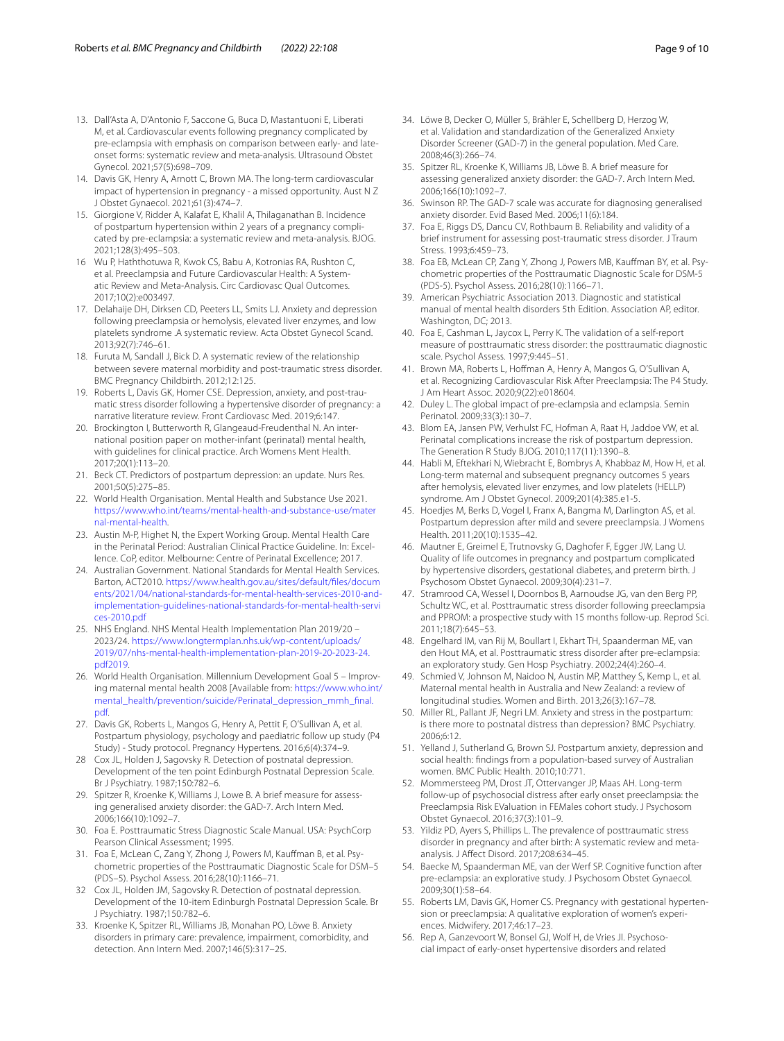13. Dall'Asta A, D'Antonio F, Saccone G, Buca D, Mastantuoni E, Liberati M, et al. Cardiovascular events following pregnancy complicated by pre-eclampsia with emphasis on comparison between early- and late-onset forms: systematic review and meta-analysis. Ultrasound Obstet Gynecol. 2021;57(5):698–709.
14. Davis GK, Henry A, Arnott C, Brown MA. The long-term cardiovascular impact of hypertension in pregnancy - a missed opportunity. Aust N Z J Obstet Gynaecol. 2021;61(3):474–7.
15. Giorgione V, Ridder A, Kalafat E, Khalil A, Thilaganathan B. Incidence of postpartum hypertension within 2 years of a pregnancy complicated by pre-eclampsia: a systematic review and meta-analysis. BJOG. 2021;128(3):495–503.
16 Wu P, Haththotuwa R, Kwok CS, Babu A, Kotronias RA, Rushton C, et al. Preeclampsia and Future Cardiovascular Health: A Systematic Review and Meta-Analysis. Circ Cardiovasc Qual Outcomes. 2017;10(2):e003497.
17. Delahaije DH, Dirksen CD, Peeters LL, Smits LJ. Anxiety and depression following preeclampsia or hemolysis, elevated liver enzymes, and low platelets syndrome .A systematic review. Acta Obstet Gynecol Scand. 2013;92(7):746–61.
18. Furuta M, Sandall J, Bick D. A systematic review of the relationship between severe maternal morbidity and post-traumatic stress disorder. BMC Pregnancy Childbirth. 2012;12:125.
19. Roberts L, Davis GK, Homer CSE. Depression, anxiety, and post-traumatic stress disorder following a hypertensive disorder of pregnancy: a narrative literature review. Front Cardiovasc Med. 2019;6:147.
20. Brockington I, Butterworth R, Glangeaud-Freudenthal N. An international position paper on mother-infant (perinatal) mental health, with guidelines for clinical practice. Arch Womens Ment Health. 2017;20(1):113–20.
21. Beck CT. Predictors of postpartum depression: an update. Nurs Res. 2001;50(5):275–85.
22. World Health Organisation. Mental Health and Substance Use 2021. https://www.who.int/teams/mental-health-and-substance-use/maternal-mental-health.
23. Austin M-P, Highet N, the Expert Working Group. Mental Health Care in the Perinatal Period: Australian Clinical Practice Guideline. In: Excellence. CoP, editor. Melbourne: Centre of Perinatal Excellence; 2017.
24. Australian Government. National Standards for Mental Health Services. Barton, ACT2010. https://www.health.gov.au/sites/default/files/documents/2021/04/national-standards-for-mental-health-services-2010-and-implementation-guidelines-national-standards-for-mental-health-services-2010.pdf
25. NHS England. NHS Mental Health Implementation Plan 2019/20 – 2023/24. https://www.longtermplan.nhs.uk/wp-content/uploads/2019/07/nhs-mental-health-implementation-plan-2019-20-2023-24.pdf2019.
26. World Health Organisation. Millennium Development Goal 5 – Improving maternal mental health 2008 [Available from: https://www.who.int/mental_health/prevention/suicide/Perinatal_depression_mmh_final.pdf.
27. Davis GK, Roberts L, Mangos G, Henry A, Pettit F, O'Sullivan A, et al. Postpartum physiology, psychology and paediatric follow up study (P4 Study) - Study protocol. Pregnancy Hypertens. 2016;6(4):374–9.
28 Cox JL, Holden J, Sagovsky R. Detection of postnatal depression. Development of the ten point Edinburgh Postnatal Depression Scale. Br J Psychiatry. 1987;150:782–6.
29. Spitzer R, Kroenke K, Williams J, Lowe B. A brief measure for assessing generalised anxiety disorder: the GAD-7. Arch Intern Med. 2006;166(10):1092–7.
30. Foa E. Posttraumatic Stress Diagnostic Scale Manual. USA: PsychCorp Pearson Clinical Assessment; 1995.
31. Foa E, McLean C, Zang Y, Zhong J, Powers M, Kaufman B, et al. Psychometric properties of the Posttraumatic Diagnostic Scale for DSM–5 (PDS–5). Psychol Assess. 2016;28(10):1166–71.
32 Cox JL, Holden JM, Sagovsky R. Detection of postnatal depression. Development of the 10-item Edinburgh Postnatal Depression Scale. Br J Psychiatry. 1987;150:782–6.
33. Kroenke K, Spitzer RL, Williams JB, Monahan PO, Löwe B. Anxiety disorders in primary care: prevalence, impairment, comorbidity, and detection. Ann Intern Med. 2007;146(5):317–25.
34. Löwe B, Decker O, Müller S, Brähler E, Schellberg D, Herzog W, et al. Validation and standardization of the Generalized Anxiety Disorder Screener (GAD-7) in the general population. Med Care. 2008;46(3):266–74.
35. Spitzer RL, Kroenke K, Williams JB, Löwe B. A brief measure for assessing generalized anxiety disorder: the GAD-7. Arch Intern Med. 2006;166(10):1092–7.
36. Swinson RP. The GAD-7 scale was accurate for diagnosing generalised anxiety disorder. Evid Based Med. 2006;11(6):184.
37. Foa E, Riggs DS, Dancu CV, Rothbaum B. Reliability and validity of a brief instrument for assessing post-traumatic stress disorder. J Traum Stress. 1993;6:459–73.
38. Foa EB, McLean CP, Zang Y, Zhong J, Powers MB, Kauffman BY, et al. Psychometric properties of the Posttraumatic Diagnostic Scale for DSM-5 (PDS-5). Psychol Assess. 2016;28(10):1166–71.
39. American Psychiatric Association 2013. Diagnostic and statistical manual of mental health disorders 5th Edition. Association AP, editor. Washington, DC; 2013.
40. Foa E, Cashman L, Jaycox L, Perry K. The validation of a self-report measure of posttraumatic stress disorder: the posttraumatic diagnostic scale. Psychol Assess. 1997;9:445–51.
41. Brown MA, Roberts L, Hoffman A, Henry A, Mangos G, O'Sullivan A, et al. Recognizing Cardiovascular Risk After Preeclampsia: The P4 Study. J Am Heart Assoc. 2020;9(22):e018604.
42. Duley L. The global impact of pre-eclampsia and eclampsia. Semin Perinatol. 2009;33(3):130–7.
43. Blom EA, Jansen PW, Verhulst FC, Hofman A, Raat H, Jaddoe VW, et al. Perinatal complications increase the risk of postpartum depression. The Generation R Study BJOG. 2010;117(11):1390–8.
44. Habli M, Eftekhari N, Wiebracht E, Bombrys A, Khabbaz M, How H, et al. Long-term maternal and subsequent pregnancy outcomes 5 years after hemolysis, elevated liver enzymes, and low platelets (HELLP) syndrome. Am J Obstet Gynecol. 2009;201(4):385.e1-5.
45. Hoedjes M, Berks D, Vogel I, Franx A, Bangma M, Darlington AS, et al. Postpartum depression after mild and severe preeclampsia. J Womens Health. 2011;20(10):1535–42.
46. Mautner E, Greimel E, Trutnovsky G, Daghofer F, Egger JW, Lang U. Quality of life outcomes in pregnancy and postpartum complicated by hypertensive disorders, gestational diabetes, and preterm birth. J Psychosom Obstet Gynaecol. 2009;30(4):231–7.
47. Stramrood CA, Wessel I, Doornbos B, Aarnoudse JG, van den Berg PP, Schultz WC, et al. Posttraumatic stress disorder following preeclampsia and PPROM: a prospective study with 15 months follow-up. Reprod Sci. 2011;18(7):645–53.
48. Engelhard IM, van Rij M, Boullart I, Ekhart TH, Spaanderman ME, van den Hout MA, et al. Posttraumatic stress disorder after pre-eclampsia: an exploratory study. Gen Hosp Psychiatry. 2002;24(4):260–4.
49. Schmied V, Johnson M, Naidoo N, Austin MP, Matthey S, Kemp L, et al. Maternal mental health in Australia and New Zealand: a review of longitudinal studies. Women and Birth. 2013;26(3):167–78.
50. Miller RL, Pallant JF, Negri LM. Anxiety and stress in the postpartum: is there more to postnatal distress than depression? BMC Psychiatry. 2006;6:12.
51. Yelland J, Sutherland G, Brown SJ. Postpartum anxiety, depression and social health: findings from a population-based survey of Australian women. BMC Public Health. 2010;10:771.
52. Mommersteeg PM, Drost JT, Ottervanger JP, Maas AH. Long-term follow-up of psychosocial distress after early onset preeclampsia: the Preeclampsia Risk EValuation in FEMales cohort study. J Psychosom Obstet Gynaecol. 2016;37(3):101–9.
53. Yildiz PD, Ayers S, Phillips L. The prevalence of posttraumatic stress disorder in pregnancy and after birth: A systematic review and meta-analysis. J Affect Disord. 2017;208:634–45.
54. Baecke M, Spaanderman ME, van der Werf SP. Cognitive function after pre-eclampsia: an explorative study. J Psychosom Obstet Gynaecol. 2009;30(1):58–64.
55. Roberts LM, Davis GK, Homer CS. Pregnancy with gestational hypertension or preeclampsia: A qualitative exploration of women's experiences. Midwifery. 2017;46:17–23.
56. Rep A, Ganzevoort W, Bonsel GJ, Wolf H, de Vries JI. Psychosocial impact of early-onset hypertensive disorders and related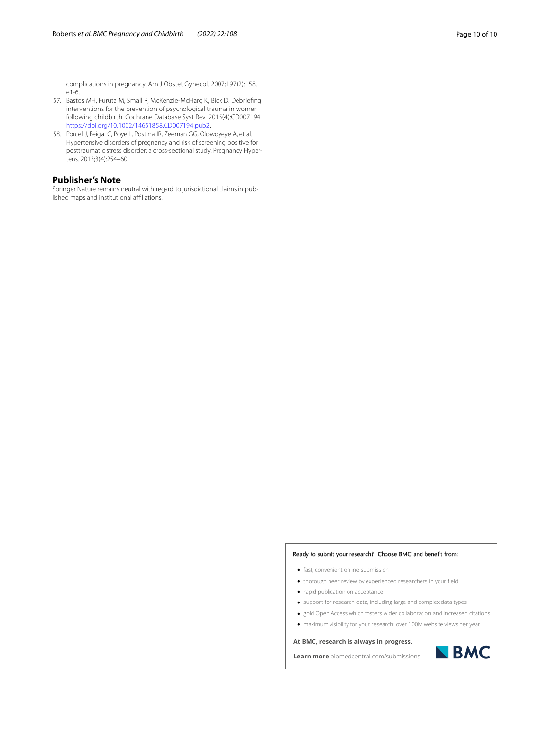complications in pregnancy. Am J Obstet Gynecol. 2007;197(2):158.e1-6.

57. Bastos MH, Furuta M, Small R, McKenzie-McHarg K, Bick D. Debriefing interventions for the prevention of psychological trauma in women following childbirth. Cochrane Database Syst Rev. 2015(4):CD007194. https://doi.org/10.1002/14651858.CD007194.pub2.
58. Porcel J, Feigal C, Poye L, Postma IR, Zeeman GG, Olowoyeye A, et al. Hypertensive disorders of pregnancy and risk of screening positive for posttraumatic stress disorder: a cross-sectional study. Pregnancy Hypertens. 2013;3(4):254–60.

## Publisher's Note

Springer Nature remains neutral with regard to jurisdictional claims in published maps and institutional affiliations.

Ready to submit your research? Choose BMC and benefit from:

- fast, convenient online submission
- thorough peer review by experienced researchers in your field
- rapid publication on acceptance
- support for research data, including large and complex data types
- gold Open Access which fosters wider collaboration and increased citations
- maximum visibility for your research: over 100M website views per year

**At BMC, research is always in progress.**

**Learn more** biomedcentral.com/submissions

BMC